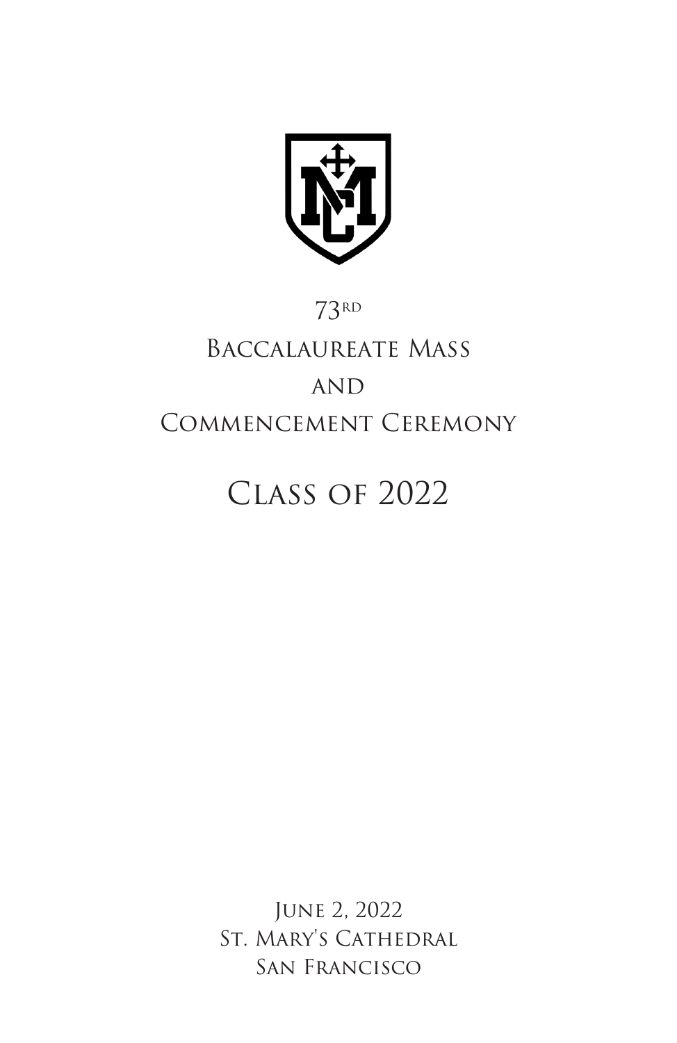73rd

# Baccalaureate Mass and Commencement Ceremony

## Class of 2022

June 2, 2022
St. Mary's Cathedral
San Francisco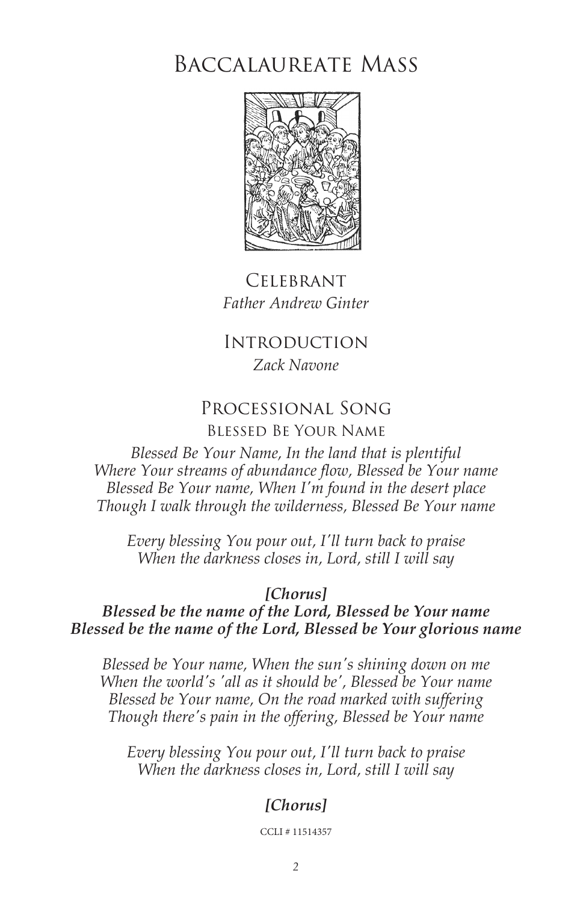# Baccalaureate Mass

## Celebrant

*Father Andrew Ginter*

## Introduction

*Zack Navone*

## Processional Song

### Blessed Be Your Name

*Blessed Be Your Name, In the land that is plentiful*
*Where Your streams of abundance flow, Blessed be Your name*
*Blessed Be Your name, When I'm found in the desert place*
*Though I walk through the wilderness, Blessed Be Your name*

*Every blessing You pour out, I'll turn back to praise*
*When the darkness closes in, Lord, still I will say*

***[Chorus]***
***Blessed be the name of the Lord, Blessed be Your name***
***Blessed be the name of the Lord, Blessed be Your glorious name***

*Blessed be Your name, When the sun's shining down on me*
*When the world's 'all as it should be', Blessed be Your name*
*Blessed be Your name, On the road marked with suffering*
*Though there's pain in the offering, Blessed be Your name*

*Every blessing You pour out, I'll turn back to praise*
*When the darkness closes in, Lord, still I will say*

***[Chorus]***

CCLI # 11514357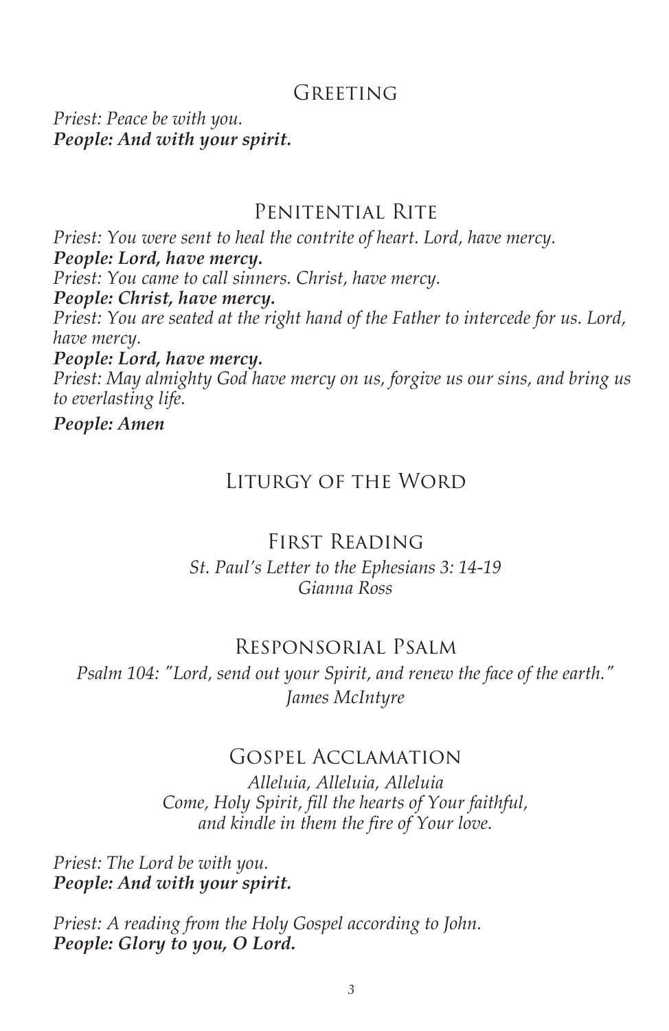## Greeting

*Priest: Peace be with you.*
***People: And with your spirit.***

## Penitential Rite

*Priest: You were sent to heal the contrite of heart. Lord, have mercy.*
***People: Lord, have mercy.***
*Priest: You came to call sinners. Christ, have mercy.*
***People: Christ, have mercy.***
*Priest: You are seated at the right hand of the Father to intercede for us. Lord, have mercy.*
***People: Lord, have mercy.***
*Priest: May almighty God have mercy on us, forgive us our sins, and bring us to everlasting life.*
***People: Amen***

# Liturgy of the Word

## First Reading

*St. Paul's Letter to the Ephesians 3: 14-19*
*Gianna Ross*

## Responsorial Psalm

*Psalm 104: "Lord, send out your Spirit, and renew the face of the earth."*
*James McIntyre*

## Gospel Acclamation

*Alleluia, Alleluia, Alleluia*
*Come, Holy Spirit, fill the hearts of Your faithful,*
*and kindle in them the fire of Your love.*

*Priest: The Lord be with you.*
***People: And with your spirit.***

*Priest: A reading from the Holy Gospel according to John.*
***People: Glory to you, O Lord.***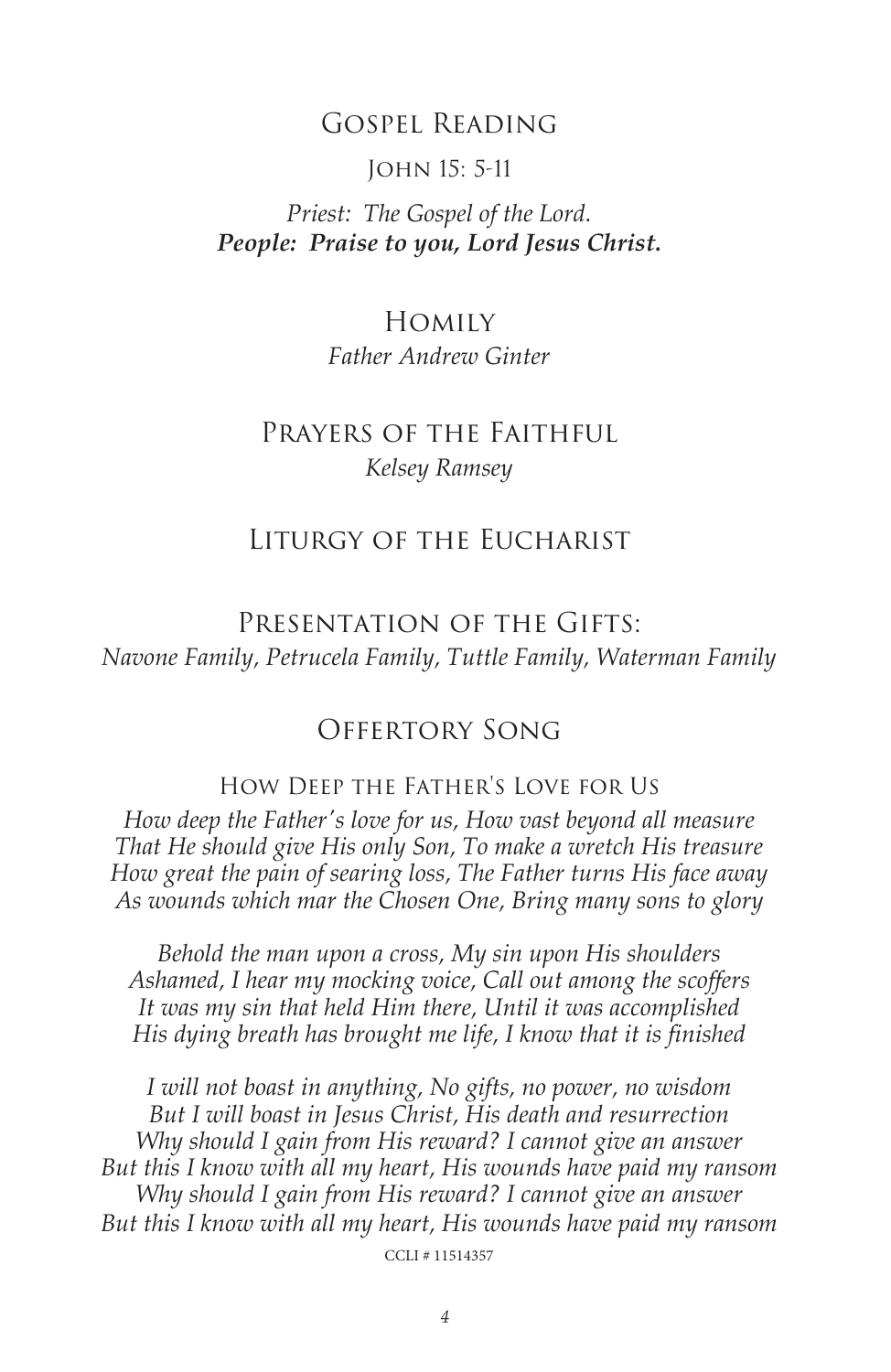## Gospel Reading

### John 15: 5-11

*Priest: The Gospel of the Lord.*
***People: Praise to you, Lord Jesus Christ.***

## Homily

*Father Andrew Ginter*

## Prayers of the Faithful

*Kelsey Ramsey*

## Liturgy of the Eucharist

## Presentation of the Gifts:

*Navone Family, Petrucela Family, Tuttle Family, Waterman Family*

## Offertory Song

### How Deep the Father's Love for Us

*How deep the Father's love for us, How vast beyond all measure*
*That He should give His only Son, To make a wretch His treasure*
*How great the pain of searing loss, The Father turns His face away*
*As wounds which mar the Chosen One, Bring many sons to glory*

*Behold the man upon a cross, My sin upon His shoulders*
*Ashamed, I hear my mocking voice, Call out among the scoffers*
*It was my sin that held Him there, Until it was accomplished*
*His dying breath has brought me life, I know that it is finished*

*I will not boast in anything, No gifts, no power, no wisdom*
*But I will boast in Jesus Christ, His death and resurrection*
*Why should I gain from His reward? I cannot give an answer*
*But this I know with all my heart, His wounds have paid my ransom*
*Why should I gain from His reward? I cannot give an answer*
*But this I know with all my heart, His wounds have paid my ransom*

CCLI # 11514357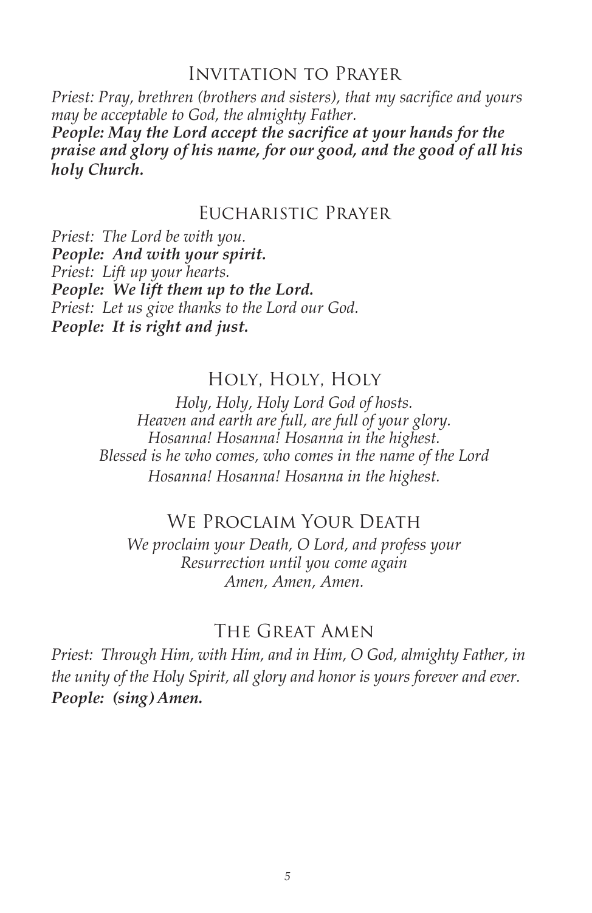## Invitation to Prayer

*Priest: Pray, brethren (brothers and sisters), that my sacrifice and yours may be acceptable to God, the almighty Father.*
***People: May the Lord accept the sacrifice at your hands for the praise and glory of his name, for our good, and the good of all his holy Church.***

## Eucharistic Prayer

*Priest: The Lord be with you.*
***People: And with your spirit.***
*Priest: Lift up your hearts.*
***People: We lift them up to the Lord.***
*Priest: Let us give thanks to the Lord our God.*
***People: It is right and just.***

## Holy, Holy, Holy

*Holy, Holy, Holy Lord God of hosts.*
*Heaven and earth are full, are full of your glory.*
*Hosanna! Hosanna! Hosanna in the highest.*
*Blessed is he who comes, who comes in the name of the Lord*
*Hosanna! Hosanna! Hosanna in the highest.*

## We Proclaim Your Death

*We proclaim your Death, O Lord, and profess your Resurrection until you come again*
*Amen, Amen, Amen.*

## The Great Amen

*Priest: Through Him, with Him, and in Him, O God, almighty Father, in the unity of the Holy Spirit, all glory and honor is yours forever and ever.*
***People: (sing) Amen.***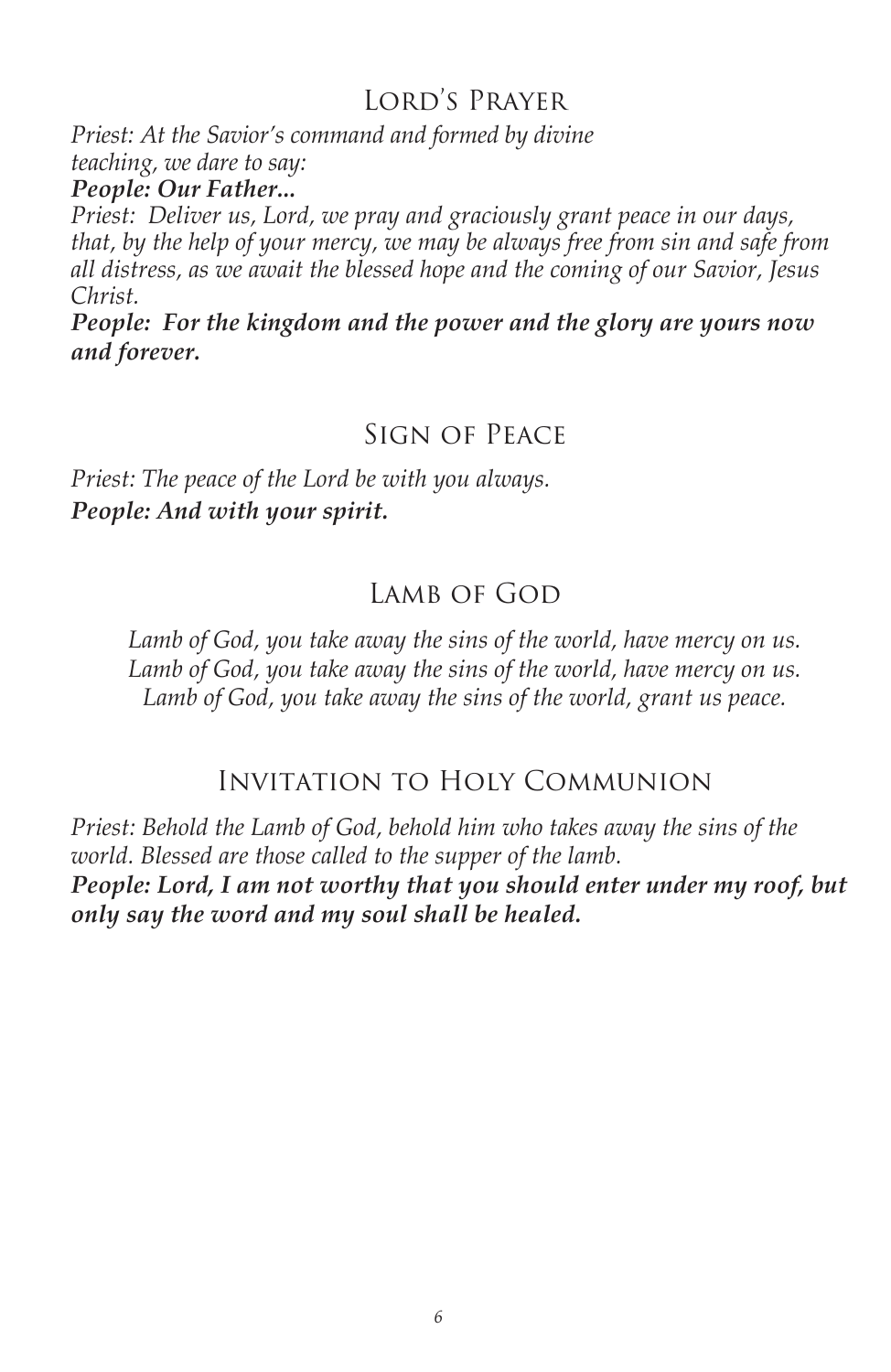## Lord's Prayer

*Priest: At the Savior's command and formed by divine teaching, we dare to say:*

***People: Our Father...***

*Priest: Deliver us, Lord, we pray and graciously grant peace in our days, that, by the help of your mercy, we may be always free from sin and safe from all distress, as we await the blessed hope and the coming of our Savior, Jesus Christ.*

***People: For the kingdom and the power and the glory are yours now and forever.***

## Sign of Peace

*Priest: The peace of the Lord be with you always.*

***People: And with your spirit.***

## Lamb of God

*Lamb of God, you take away the sins of the world, have mercy on us.*
*Lamb of God, you take away the sins of the world, have mercy on us.*
*Lamb of God, you take away the sins of the world, grant us peace.*

## Invitation to Holy Communion

*Priest: Behold the Lamb of God, behold him who takes away the sins of the world. Blessed are those called to the supper of the lamb.*

***People: Lord, I am not worthy that you should enter under my roof, but only say the word and my soul shall be healed.***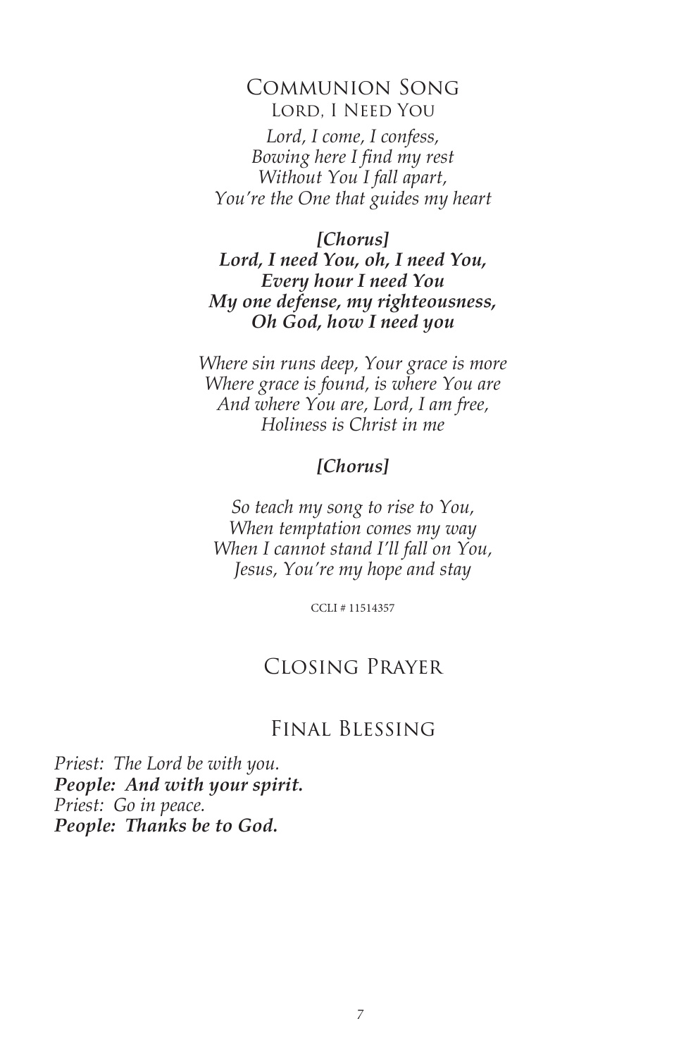## Communion Song

### Lord, I Need You

*Lord, I come, I confess,*
*Bowing here I find my rest*
*Without You I fall apart,*
*You're the One that guides my heart*

***[Chorus]***
***Lord, I need You, oh, I need You,***
***Every hour I need You***
***My one defense, my righteousness,***
***Oh God, how I need you***

*Where sin runs deep, Your grace is more*
*Where grace is found, is where You are*
*And where You are, Lord, I am free,*
*Holiness is Christ in me*

***[Chorus]***

*So teach my song to rise to You,*
*When temptation comes my way*
*When I cannot stand I'll fall on You,*
*Jesus, You're my hope and stay*

CCLI # 11514357

## Closing Prayer

## Final Blessing

*Priest: The Lord be with you.*
***People: And with your spirit.***
*Priest: Go in peace.*
***People: Thanks be to God.***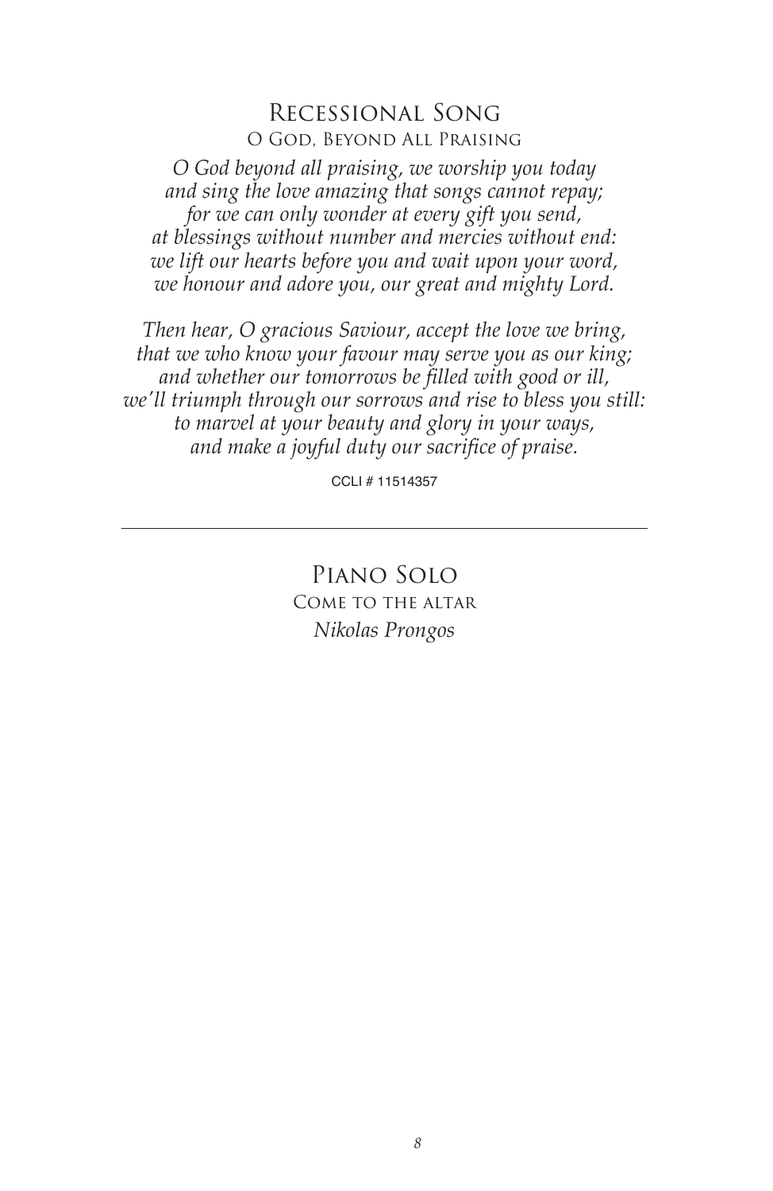## Recessional Song

### O God, Beyond All Praising

*O God beyond all praising, we worship you today*
*and sing the love amazing that songs cannot repay;*
*for we can only wonder at every gift you send,*
*at blessings without number and mercies without end:*
*we lift our hearts before you and wait upon your word,*
*we honour and adore you, our great and mighty Lord.*

*Then hear, O gracious Saviour, accept the love we bring,*
*that we who know your favour may serve you as our king;*
*and whether our tomorrows be filled with good or ill,*
*we'll triumph through our sorrows and rise to bless you still:*
*to marvel at your beauty and glory in your ways,*
*and make a joyful duty our sacrifice of praise.*

CCLI # 11514357

---

## Piano Solo

### Come to the altar

*Nikolas Prongos*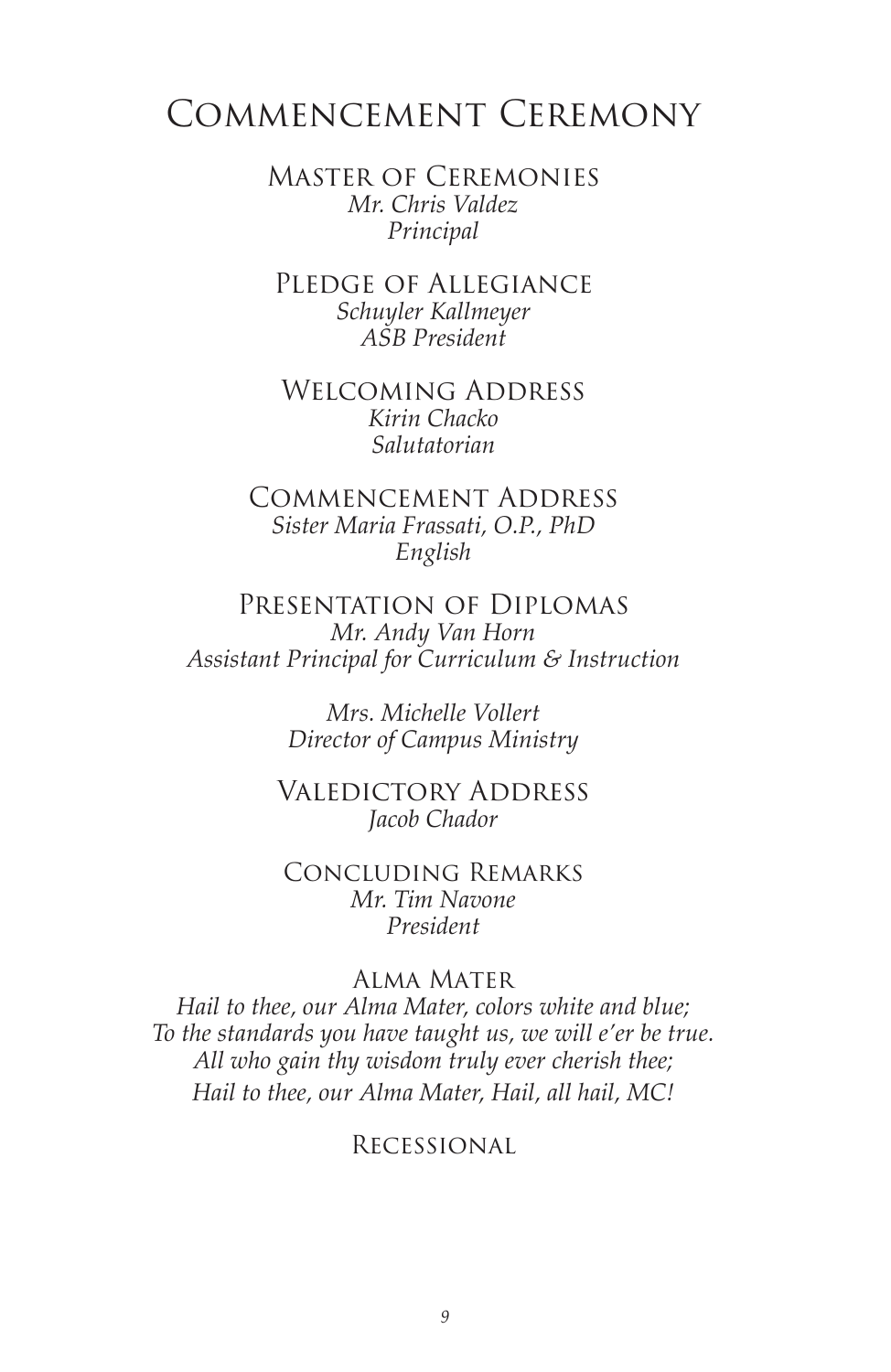# Commencement Ceremony

## Master of Ceremonies

*Mr. Chris Valdez*
*Principal*

## Pledge of Allegiance

*Schuyler Kallmeyer*
*ASB President*

## Welcoming Address

*Kirin Chacko*
*Salutatorian*

## Commencement Address

*Sister Maria Frassati, O.P., PhD*
*English*

## Presentation of Diplomas

*Mr. Andy Van Horn*
*Assistant Principal for Curriculum & Instruction*

*Mrs. Michelle Vollert*
*Director of Campus Ministry*

## Valedictory Address

*Jacob Chador*

## Concluding Remarks

*Mr. Tim Navone*
*President*

## Alma Mater

*Hail to thee, our Alma Mater, colors white and blue;*
*To the standards you have taught us, we will e'er be true.*
*All who gain thy wisdom truly ever cherish thee;*
*Hail to thee, our Alma Mater, Hail, all hail, MC!*

## Recessional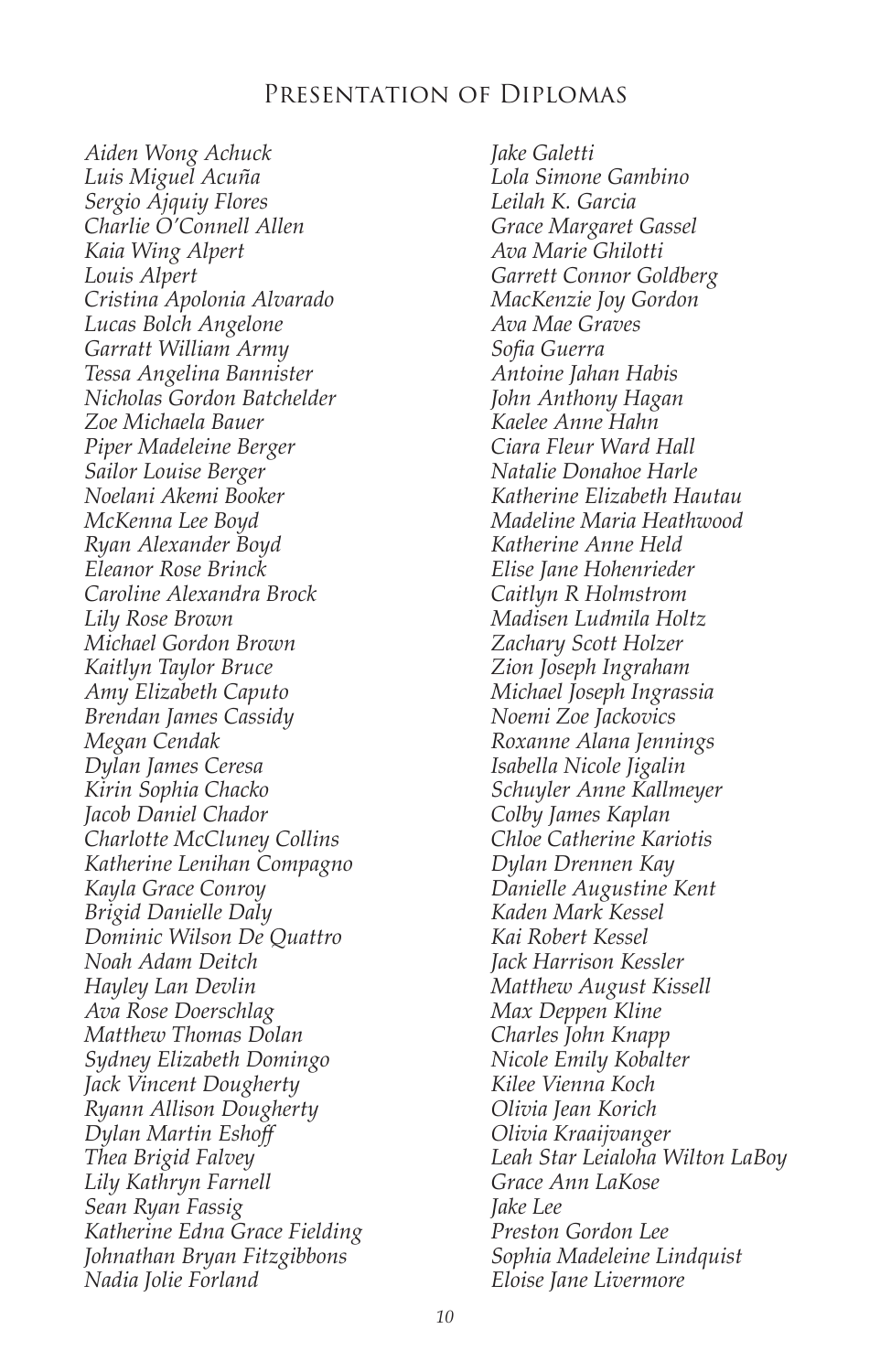# Presentation of Diplomas

*Aiden Wong Achuck*
*Luis Miguel Acuña*
*Sergio Ajquiy Flores*
*Charlie O'Connell Allen*
*Kaia Wing Alpert*
*Louis Alpert*
*Cristina Apolonia Alvarado*
*Lucas Bolch Angelone*
*Garratt William Army*
*Tessa Angelina Bannister*
*Nicholas Gordon Batchelder*
*Zoe Michaela Bauer*
*Piper Madeleine Berger*
*Sailor Louise Berger*
*Noelani Akemi Booker*
*McKenna Lee Boyd*
*Ryan Alexander Boyd*
*Eleanor Rose Brinck*
*Caroline Alexandra Brock*
*Lily Rose Brown*
*Michael Gordon Brown*
*Kaitlyn Taylor Bruce*
*Amy Elizabeth Caputo*
*Brendan James Cassidy*
*Megan Cendak*
*Dylan James Ceresa*
*Kirin Sophia Chacko*
*Jacob Daniel Chador*
*Charlotte McCluney Collins*
*Katherine Lenihan Compagno*
*Kayla Grace Conroy*
*Brigid Danielle Daly*
*Dominic Wilson De Quattro*
*Noah Adam Deitch*
*Hayley Lan Devlin*
*Ava Rose Doerschlag*
*Matthew Thomas Dolan*
*Sydney Elizabeth Domingo*
*Jack Vincent Dougherty*
*Ryann Allison Dougherty*
*Dylan Martin Eshoff*
*Thea Brigid Falvey*
*Lily Kathryn Farnell*
*Sean Ryan Fassig*
*Katherine Edna Grace Fielding*
*Johnathan Bryan Fitzgibbons*
*Nadia Jolie Forland*
*Jake Galetti*
*Lola Simone Gambino*
*Leilah K. Garcia*
*Grace Margaret Gassel*
*Ava Marie Ghilotti*
*Garrett Connor Goldberg*
*MacKenzie Joy Gordon*
*Ava Mae Graves*
*Sofia Guerra*
*Antoine Jahan Habis*
*John Anthony Hagan*
*Kaelee Anne Hahn*
*Ciara Fleur Ward Hall*
*Natalie Donahoe Harle*
*Katherine Elizabeth Hautau*
*Madeline Maria Heathwood*
*Katherine Anne Held*
*Elise Jane Hohenrieder*
*Caitlyn R Holmstrom*
*Madisen Ludmila Holtz*
*Zachary Scott Holzer*
*Zion Joseph Ingraham*
*Michael Joseph Ingrassia*
*Noemi Zoe Jackovics*
*Roxanne Alana Jennings*
*Isabella Nicole Jigalin*
*Schuyler Anne Kallmeyer*
*Colby James Kaplan*
*Chloe Catherine Kariotis*
*Dylan Drennen Kay*
*Danielle Augustine Kent*
*Kaden Mark Kessel*
*Kai Robert Kessel*
*Jack Harrison Kessler*
*Matthew August Kissell*
*Max Deppen Kline*
*Charles John Knapp*
*Nicole Emily Kobalter*
*Kilee Vienna Koch*
*Olivia Jean Korich*
*Olivia Kraaijvanger*
*Leah Star Leialoha Wilton LaBoy*
*Grace Ann LaKose*
*Jake Lee*
*Preston Gordon Lee*
*Sophia Madeleine Lindquist*
*Eloise Jane Livermore*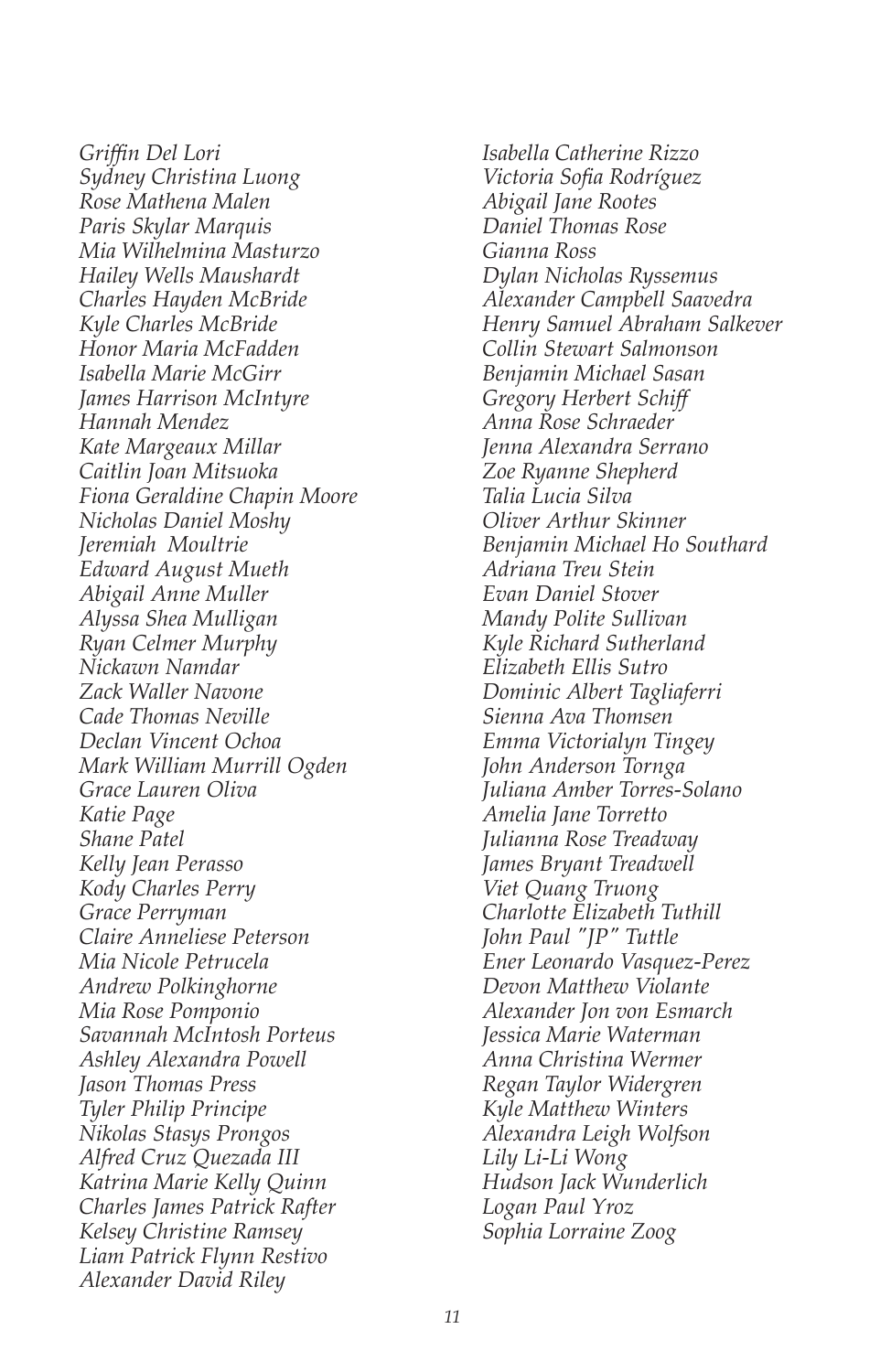*Griffin Del Lori*
*Sydney Christina Luong*
*Rose Mathena Malen*
*Paris Skylar Marquis*
*Mia Wilhelmina Masturzo*
*Hailey Wells Maushardt*
*Charles Hayden McBride*
*Kyle Charles McBride*
*Honor Maria McFadden*
*Isabella Marie McGirr*
*James Harrison McIntyre*
*Hannah Mendez*
*Kate Margeaux Millar*
*Caitlin Joan Mitsuoka*
*Fiona Geraldine Chapin Moore*
*Nicholas Daniel Moshy*
*Jeremiah Moultrie*
*Edward August Mueth*
*Abigail Anne Muller*
*Alyssa Shea Mulligan*
*Ryan Celmer Murphy*
*Nickawn Namdar*
*Zack Waller Navone*
*Cade Thomas Neville*
*Declan Vincent Ochoa*
*Mark William Murrill Ogden*
*Grace Lauren Oliva*
*Katie Page*
*Shane Patel*
*Kelly Jean Perasso*
*Kody Charles Perry*
*Grace Perryman*
*Claire Anneliese Peterson*
*Mia Nicole Petrucela*
*Andrew Polkinghorne*
*Mia Rose Pomponio*
*Savannah McIntosh Porteus*
*Ashley Alexandra Powell*
*Jason Thomas Press*
*Tyler Philip Principe*
*Nikolas Stasys Prongos*
*Alfred Cruz Quezada III*
*Katrina Marie Kelly Quinn*
*Charles James Patrick Rafter*
*Kelsey Christine Ramsey*
*Liam Patrick Flynn Restivo*
*Alexander David Riley*
*Isabella Catherine Rizzo*
*Victoria Sofia Rodríguez*
*Abigail Jane Rootes*
*Daniel Thomas Rose*
*Gianna Ross*
*Dylan Nicholas Ryssemus*
*Alexander Campbell Saavedra*
*Henry Samuel Abraham Salkever*
*Collin Stewart Salmonson*
*Benjamin Michael Sasan*
*Gregory Herbert Schiff*
*Anna Rose Schraeder*
*Jenna Alexandra Serrano*
*Zoe Ryanne Shepherd*
*Talia Lucia Silva*
*Oliver Arthur Skinner*
*Benjamin Michael Ho Southard*
*Adriana Treu Stein*
*Evan Daniel Stover*
*Mandy Polite Sullivan*
*Kyle Richard Sutherland*
*Elizabeth Ellis Sutro*
*Dominic Albert Tagliaferri*
*Sienna Ava Thomsen*
*Emma Victorialyn Tingey*
*John Anderson Tornga*
*Juliana Amber Torres-Solano*
*Amelia Jane Torretto*
*Julianna Rose Treadway*
*James Bryant Treadwell*
*Viet Quang Truong*
*Charlotte Elizabeth Tuthill*
*John Paul "JP" Tuttle*
*Ener Leonardo Vasquez-Perez*
*Devon Matthew Violante*
*Alexander Jon von Esmarch*
*Jessica Marie Waterman*
*Anna Christina Wermer*
*Regan Taylor Widergren*
*Kyle Matthew Winters*
*Alexandra Leigh Wolfson*
*Lily Li-Li Wong*
*Hudson Jack Wunderlich*
*Logan Paul Yroz*
*Sophia Lorraine Zoog*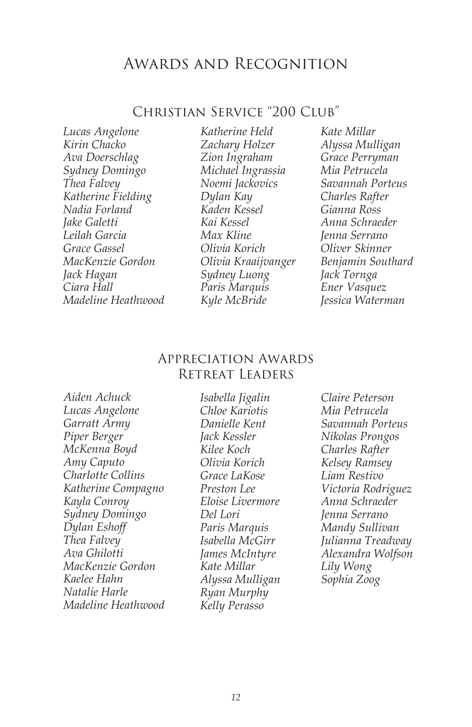# Awards and Recognition

## Christian Service "200 Club"

*Lucas Angelone*
*Kirin Chacko*
*Ava Doerschlag*
*Sydney Domingo*
*Thea Falvey*
*Katherine Fielding*
*Nadia Forland*
*Jake Galetti*
*Leilah Garcia*
*Grace Gassel*
*MacKenzie Gordon*
*Jack Hagan*
*Ciara Hall*
*Madeline Heathwood*
*Katherine Held*
*Zachary Holzer*
*Zion Ingraham*
*Michael Ingrassia*
*Noemi Jackovics*
*Dylan Kay*
*Kaden Kessel*
*Kai Kessel*
*Max Kline*
*Olivia Korich*
*Olivia Kraaijvanger*
*Sydney Luong*
*Paris Marquis*
*Kyle McBride*
*Kate Millar*
*Alyssa Mulligan*
*Grace Perryman*
*Mia Petrucela*
*Savannah Porteus*
*Charles Rafter*
*Gianna Ross*
*Anna Schraeder*
*Jenna Serrano*
*Oliver Skinner*
*Benjamin Southard*
*Jack Tornga*
*Ener Vasquez*
*Jessica Waterman*

## Appreciation Awards
## Retreat Leaders

*Aiden Achuck*
*Lucas Angelone*
*Garratt Army*
*Piper Berger*
*McKenna Boyd*
*Amy Caputo*
*Charlotte Collins*
*Katherine Compagno*
*Kayla Conroy*
*Sydney Domingo*
*Dylan Eshoff*
*Thea Falvey*
*Ava Ghilotti*
*MacKenzie Gordon*
*Kaelee Hahn*
*Natalie Harle*
*Madeline Heathwood*
*Isabella Jigalin*
*Chloe Kariotis*
*Danielle Kent*
*Jack Kessler*
*Kilee Koch*
*Olivia Korich*
*Grace LaKose*
*Preston Lee*
*Eloise Livermore*
*Del Lori*
*Paris Marquis*
*Isabella McGirr*
*James McIntyre*
*Kate Millar*
*Alyssa Mulligan*
*Ryan Murphy*
*Kelly Perasso*
*Claire Peterson*
*Mia Petrucela*
*Savannah Porteus*
*Nikolas Prongos*
*Charles Rafter*
*Kelsey Ramsey*
*Liam Restivo*
*Victoria Rodriguez*
*Anna Schraeder*
*Jenna Serrano*
*Mandy Sullivan*
*Julianna Treadway*
*Alexandra Wolfson*
*Lily Wong*
*Sophia Zoog*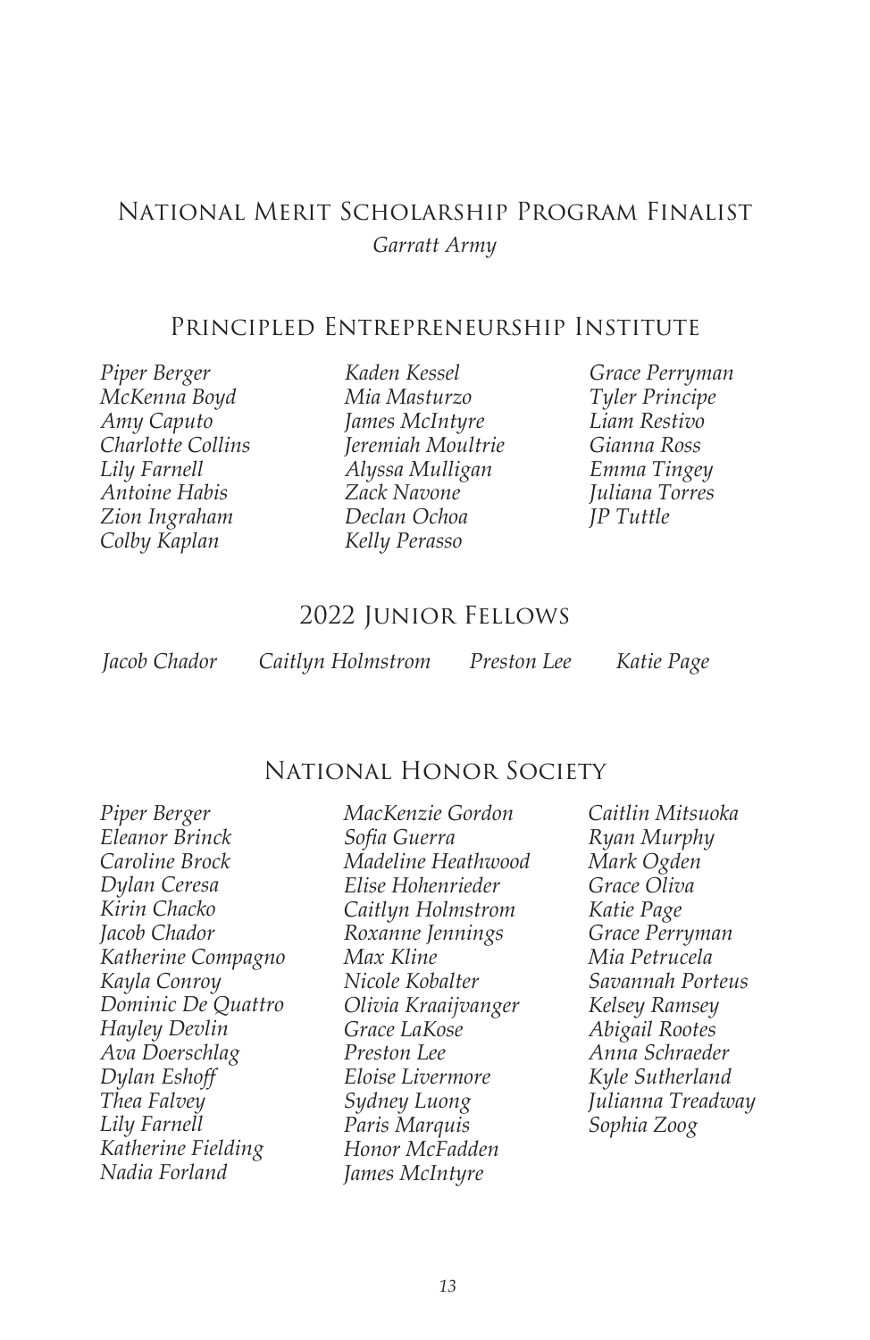## National Merit Scholarship Program Finalist

*Garratt Army*

## Principled Entrepreneurship Institute

*Piper Berger*
*McKenna Boyd*
*Amy Caputo*
*Charlotte Collins*
*Lily Farnell*
*Antoine Habis*
*Zion Ingraham*
*Colby Kaplan*
*Kaden Kessel*
*Mia Masturzo*
*James McIntyre*
*Jeremiah Moultrie*
*Alyssa Mulligan*
*Zack Navone*
*Declan Ochoa*
*Kelly Perasso*
*Grace Perryman*
*Tyler Principe*
*Liam Restivo*
*Gianna Ross*
*Emma Tingey*
*Juliana Torres*
*JP Tuttle*

## 2022 Junior Fellows

*Jacob Chador*
*Caitlyn Holmstrom*
*Preston Lee*
*Katie Page*

## National Honor Society

*Piper Berger*
*Eleanor Brinck*
*Caroline Brock*
*Dylan Ceresa*
*Kirin Chacko*
*Jacob Chador*
*Katherine Compagno*
*Kayla Conroy*
*Dominic De Quattro*
*Hayley Devlin*
*Ava Doerschlag*
*Dylan Eshoff*
*Thea Falvey*
*Lily Farnell*
*Katherine Fielding*
*Nadia Forland*
*MacKenzie Gordon*
*Sofia Guerra*
*Madeline Heathwood*
*Elise Hohenrieder*
*Caitlyn Holmstrom*
*Roxanne Jennings*
*Max Kline*
*Nicole Kobalter*
*Olivia Kraaijvanger*
*Grace LaKose*
*Preston Lee*
*Eloise Livermore*
*Sydney Luong*
*Paris Marquis*
*Honor McFadden*
*James McIntyre*
*Caitlin Mitsuoka*
*Ryan Murphy*
*Mark Ogden*
*Grace Oliva*
*Katie Page*
*Grace Perryman*
*Mia Petrucela*
*Savannah Porteus*
*Kelsey Ramsey*
*Abigail Rootes*
*Anna Schraeder*
*Kyle Sutherland*
*Julianna Treadway*
*Sophia Zoog*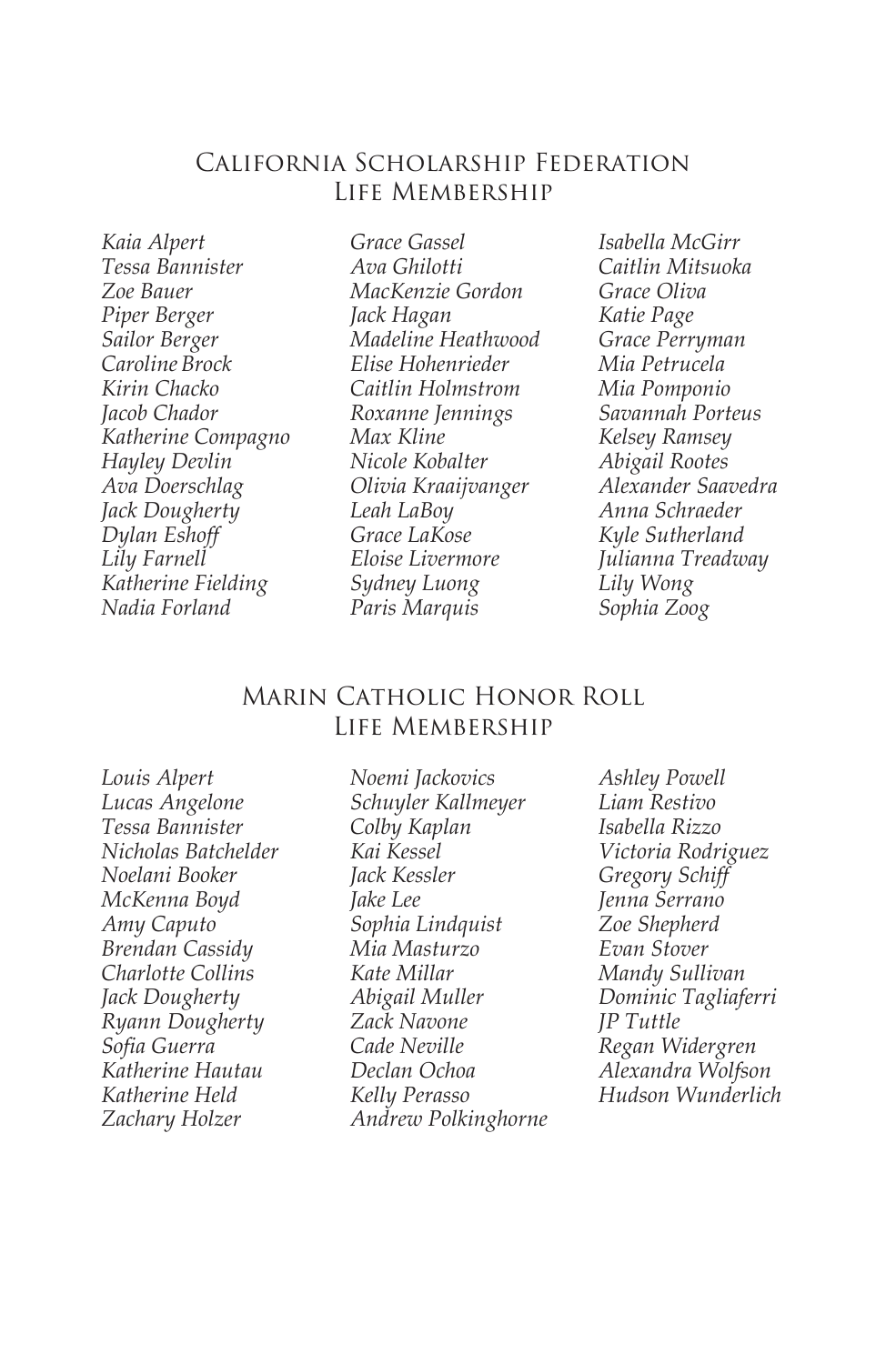## California Scholarship Federation Life Membership

*Kaia Alpert*
*Tessa Bannister*
*Zoe Bauer*
*Piper Berger*
*Sailor Berger*
*Caroline Brock*
*Kirin Chacko*
*Jacob Chador*
*Katherine Compagno*
*Hayley Devlin*
*Ava Doerschlag*
*Jack Dougherty*
*Dylan Eshoff*
*Lily Farnell*
*Katherine Fielding*
*Nadia Forland*
*Grace Gassel*
*Ava Ghilotti*
*MacKenzie Gordon*
*Jack Hagan*
*Madeline Heathwood*
*Elise Hohenrieder*
*Caitlin Holmstrom*
*Roxanne Jennings*
*Max Kline*
*Nicole Kobalter*
*Olivia Kraaijvanger*
*Leah LaBoy*
*Grace LaKose*
*Eloise Livermore*
*Sydney Luong*
*Paris Marquis*
*Isabella McGirr*
*Caitlin Mitsuoka*
*Grace Oliva*
*Katie Page*
*Grace Perryman*
*Mia Petrucela*
*Mia Pomponio*
*Savannah Porteus*
*Kelsey Ramsey*
*Abigail Rootes*
*Alexander Saavedra*
*Anna Schraeder*
*Kyle Sutherland*
*Julianna Treadway*
*Lily Wong*
*Sophia Zoog*

## Marin Catholic Honor Roll Life Membership

*Louis Alpert*
*Lucas Angelone*
*Tessa Bannister*
*Nicholas Batchelder*
*Noelani Booker*
*McKenna Boyd*
*Amy Caputo*
*Brendan Cassidy*
*Charlotte Collins*
*Jack Dougherty*
*Ryann Dougherty*
*Sofia Guerra*
*Katherine Hautau*
*Katherine Held*
*Zachary Holzer*
*Noemi Jackovics*
*Schuyler Kallmeyer*
*Colby Kaplan*
*Kai Kessel*
*Jack Kessler*
*Jake Lee*
*Sophia Lindquist*
*Mia Masturzo*
*Kate Millar*
*Abigail Muller*
*Zack Navone*
*Cade Neville*
*Declan Ochoa*
*Kelly Perasso*
*Andrew Polkinghorne*
*Ashley Powell*
*Liam Restivo*
*Isabella Rizzo*
*Victoria Rodriguez*
*Gregory Schiff*
*Jenna Serrano*
*Zoe Shepherd*
*Evan Stover*
*Mandy Sullivan*
*Dominic Tagliaferri*
*JP Tuttle*
*Regan Widergren*
*Alexandra Wolfson*
*Hudson Wunderlich*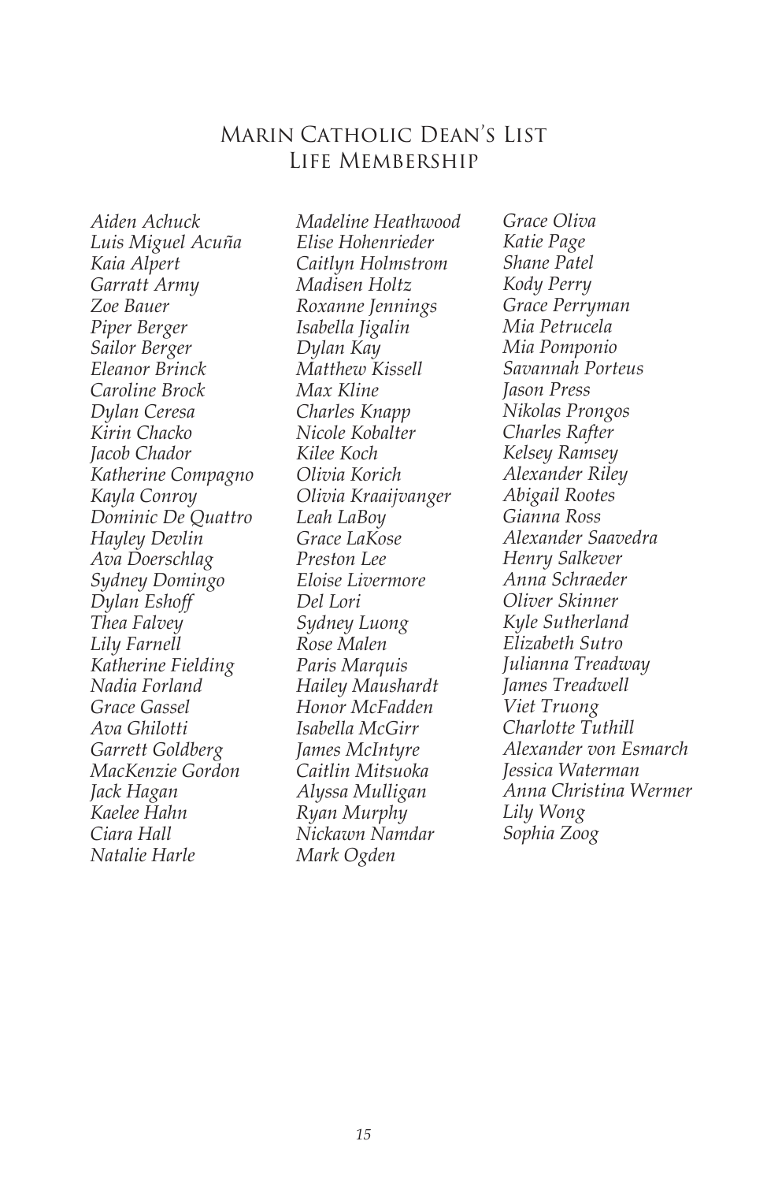# Marin Catholic Dean's List
## Life Membership

*Aiden Achuck*
*Luis Miguel Acuña*
*Kaia Alpert*
*Garratt Army*
*Zoe Bauer*
*Piper Berger*
*Sailor Berger*
*Eleanor Brinck*
*Caroline Brock*
*Dylan Ceresa*
*Kirin Chacko*
*Jacob Chador*
*Katherine Compagno*
*Kayla Conroy*
*Dominic De Quattro*
*Hayley Devlin*
*Ava Doerschlag*
*Sydney Domingo*
*Dylan Eshoff*
*Thea Falvey*
*Lily Farnell*
*Katherine Fielding*
*Nadia Forland*
*Grace Gassel*
*Ava Ghilotti*
*Garrett Goldberg*
*MacKenzie Gordon*
*Jack Hagan*
*Kaelee Hahn*
*Ciara Hall*
*Natalie Harle*
*Madeline Heathwood*
*Elise Hohenrieder*
*Caitlyn Holmstrom*
*Madisen Holtz*
*Roxanne Jennings*
*Isabella Jigalin*
*Dylan Kay*
*Matthew Kissell*
*Max Kline*
*Charles Knapp*
*Nicole Kobalter*
*Kilee Koch*
*Olivia Korich*
*Olivia Kraaijvanger*
*Leah LaBoy*
*Grace LaKose*
*Preston Lee*
*Eloise Livermore*
*Del Lori*
*Sydney Luong*
*Rose Malen*
*Paris Marquis*
*Hailey Maushardt*
*Honor McFadden*
*Isabella McGirr*
*James McIntyre*
*Caitlin Mitsuoka*
*Alyssa Mulligan*
*Ryan Murphy*
*Nickawn Namdar*
*Mark Ogden*
*Grace Oliva*
*Katie Page*
*Shane Patel*
*Kody Perry*
*Grace Perryman*
*Mia Petrucela*
*Mia Pomponio*
*Savannah Porteus*
*Jason Press*
*Nikolas Prongos*
*Charles Rafter*
*Kelsey Ramsey*
*Alexander Riley*
*Abigail Rootes*
*Gianna Ross*
*Alexander Saavedra*
*Henry Salkever*
*Anna Schraeder*
*Oliver Skinner*
*Kyle Sutherland*
*Elizabeth Sutro*
*Julianna Treadway*
*James Treadwell*
*Viet Truong*
*Charlotte Tuthill*
*Alexander von Esmarch*
*Jessica Waterman*
*Anna Christina Wermer*
*Lily Wong*
*Sophia Zoog*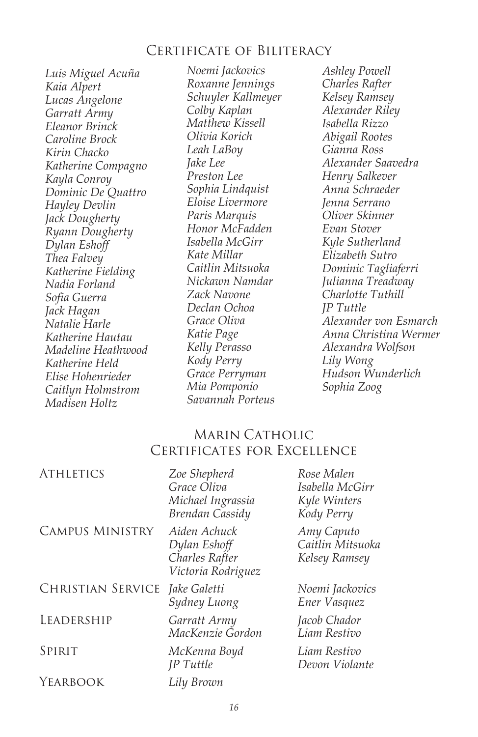## Certificate of Biliteracy

*Luis Miguel Acuña*
*Kaia Alpert*
*Lucas Angelone*
*Garratt Army*
*Eleanor Brinck*
*Caroline Brock*
*Kirin Chacko*
*Katherine Compagno*
*Kayla Conroy*
*Dominic De Quattro*
*Hayley Devlin*
*Jack Dougherty*
*Ryann Dougherty*
*Dylan Eshoff*
*Thea Falvey*
*Katherine Fielding*
*Nadia Forland*
*Sofia Guerra*
*Jack Hagan*
*Natalie Harle*
*Katherine Hautau*
*Madeline Heathwood*
*Katherine Held*
*Elise Hohenrieder*
*Caitlyn Holmstrom*
*Madisen Holtz*
*Noemi Jackovics*
*Roxanne Jennings*
*Schuyler Kallmeyer*
*Colby Kaplan*
*Matthew Kissell*
*Olivia Korich*
*Leah LaBoy*
*Jake Lee*
*Preston Lee*
*Sophia Lindquist*
*Eloise Livermore*
*Paris Marquis*
*Honor McFadden*
*Isabella McGirr*
*Kate Millar*
*Caitlin Mitsuoka*
*Nickawn Namdar*
*Zack Navone*
*Declan Ochoa*
*Grace Oliva*
*Katie Page*
*Kelly Perasso*
*Kody Perry*
*Grace Perryman*
*Mia Pomponio*
*Savannah Porteus*
*Ashley Powell*
*Charles Rafter*
*Kelsey Ramsey*
*Alexander Riley*
*Isabella Rizzo*
*Abigail Rootes*
*Gianna Ross*
*Alexander Saavedra*
*Henry Salkever*
*Anna Schraeder*
*Jenna Serrano*
*Oliver Skinner*
*Evan Stover*
*Kyle Sutherland*
*Elizabeth Sutro*
*Dominic Tagliaferri*
*Julianna Treadway*
*Charlotte Tuthill*
*JP Tuttle*
*Alexander von Esmarch*
*Anna Christina Wermer*
*Alexandra Wolfson*
*Lily Wong*
*Hudson Wunderlich*
*Sophia Zoog*

## Marin Catholic Certificates for Excellence

**Athletics**
*Zoe Shepherd*
*Grace Oliva*
*Michael Ingrassia*
*Brendan Cassidy*
*Rose Malen*
*Isabella McGirr*
*Kyle Winters*
*Kody Perry*

**Campus Ministry**
*Aiden Achuck*
*Dylan Eshoff*
*Charles Rafter*
*Victoria Rodriguez*
*Amy Caputo*
*Caitlin Mitsuoka*
*Kelsey Ramsey*

**Christian Service**
*Jake Galetti*
*Sydney Luong*
*Noemi Jackovics*
*Ener Vasquez*

**Leadership**
*Garratt Army*
*MacKenzie Gordon*
*Jacob Chador*
*Liam Restivo*

**Spirit**
*McKenna Boyd*
*JP Tuttle*
*Liam Restivo*
*Devon Violante*

**Yearbook**
*Lily Brown*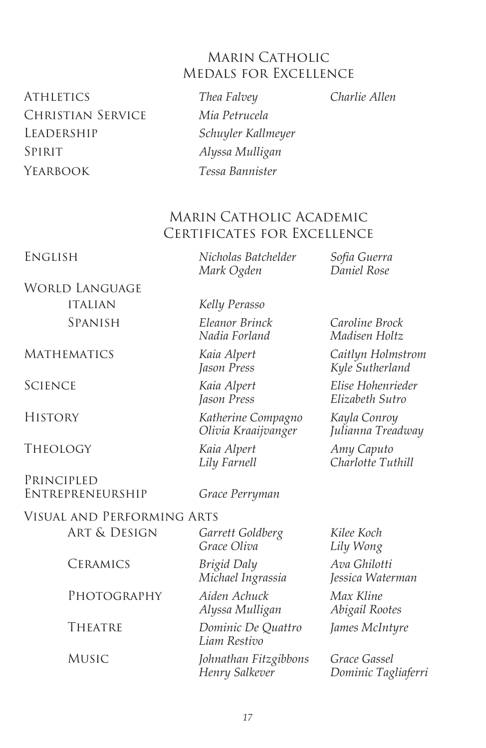## Marin Catholic Medals for Excellence

| | | |
|---|---|---|
| Athletics | *Thea Falvey* | *Charlie Allen* |
| Christian Service | *Mia Petrucela* | |
| Leadership | *Schuyler Kallmeyer* | |
| Spirit | *Alyssa Mulligan* | |
| Yearbook | *Tessa Bannister* | |

## Marin Catholic Academic Certificates for Excellence

| | | |
|---|---|---|
| English | *Nicholas Batchelder*<br>*Mark Ogden* | *Sofia Guerra*<br>*Daniel Rose* |
| World Language | | |
| Italian | *Kelly Perasso* | |
| Spanish | *Eleanor Brinck*<br>*Nadia Forland* | *Caroline Brock*<br>*Madisen Holtz* |
| Mathematics | *Kaia Alpert*<br>*Jason Press* | *Caitlyn Holmstrom*<br>*Kyle Sutherland* |
| Science | *Kaia Alpert*<br>*Jason Press* | *Elise Hohenrieder*<br>*Elizabeth Sutro* |
| History | *Katherine Compagno*<br>*Olivia Kraaijvanger* | *Kayla Conroy*<br>*Julianna Treadway* |
| Theology | *Kaia Alpert*<br>*Lily Farnell* | *Amy Caputo*<br>*Charlotte Tuthill* |
| Principled Entrepreneurship | *Grace Perryman* | |
| Visual and Performing Arts | | |
| Art & Design | *Garrett Goldberg*<br>*Grace Oliva* | *Kilee Koch*<br>*Lily Wong* |
| Ceramics | *Brigid Daly*<br>*Michael Ingrassia* | *Ava Ghilotti*<br>*Jessica Waterman* |
| Photography | *Aiden Achuck*<br>*Alyssa Mulligan* | *Max Kline*<br>*Abigail Rootes* |
| Theatre | *Dominic De Quattro*<br>*Liam Restivo* | *James McIntyre* |
| Music | *Johnathan Fitzgibbons*<br>*Henry Salkever* | *Grace Gassel*<br>*Dominic Tagliaferri* |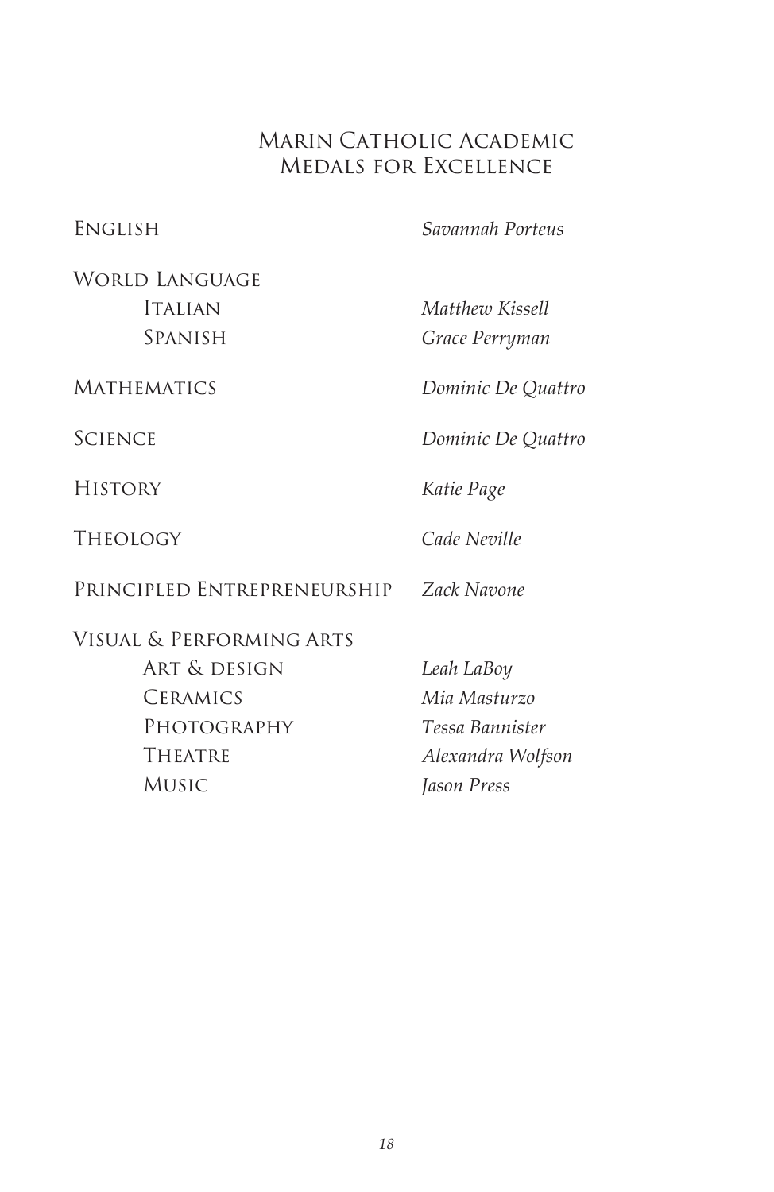# Marin Catholic Academic Medals for Excellence

| | |
|---|---|
| English | *Savannah Porteus* |
| World Language | |
| Italian | *Matthew Kissell* |
| Spanish | *Grace Perryman* |
| Mathematics | *Dominic De Quattro* |
| Science | *Dominic De Quattro* |
| History | *Katie Page* |
| Theology | *Cade Neville* |
| Principled Entrepreneurship | *Zack Navone* |
| Visual & Performing Arts | |
| Art & design | *Leah LaBoy* |
| Ceramics | *Mia Masturzo* |
| Photography | *Tessa Bannister* |
| Theatre | *Alexandra Wolfson* |
| Music | *Jason Press* |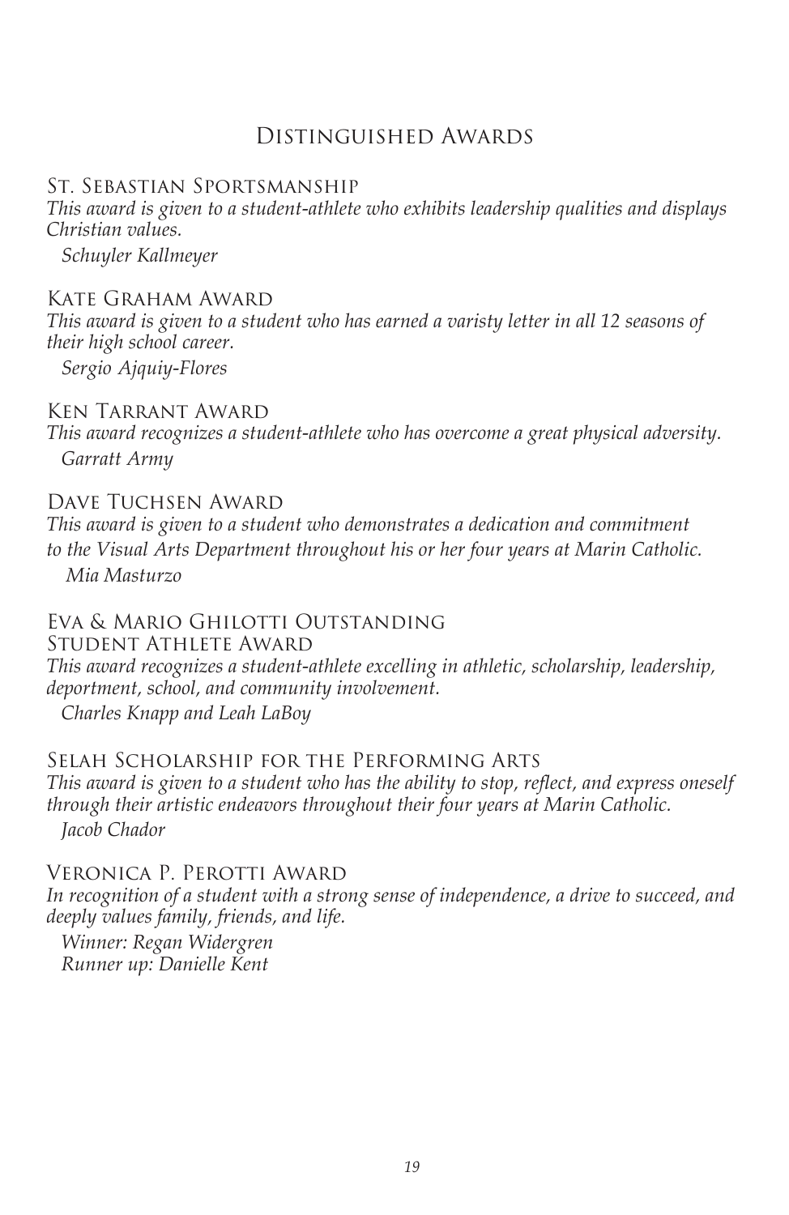# Distinguished Awards

### St. Sebastian Sportsmanship

*This award is given to a student-athlete who exhibits leadership qualities and displays Christian values.*

*Schuyler Kallmeyer*

### Kate Graham Award

*This award is given to a student who has earned a varisty letter in all 12 seasons of their high school career.*

*Sergio Ajquiy-Flores*

### Ken Tarrant Award

*This award recognizes a student-athlete who has overcome a great physical adversity.*

*Garratt Army*

### Dave Tuchsen Award

*This award is given to a student who demonstrates a dedication and commitment to the Visual Arts Department throughout his or her four years at Marin Catholic.*

*Mia Masturzo*

### Eva & Mario Ghilotti Outstanding Student Athlete Award

*This award recognizes a student-athlete excelling in athletic, scholarship, leadership, deportment, school, and community involvement.*

*Charles Knapp and Leah LaBoy*

### Selah Scholarship for the Performing Arts

*This award is given to a student who has the ability to stop, reflect, and express oneself through their artistic endeavors throughout their four years at Marin Catholic.*

*Jacob Chador*

### Veronica P. Perotti Award

*In recognition of a student with a strong sense of independence, a drive to succeed, and deeply values family, friends, and life.*

*Winner: Regan Widergren*
*Runner up: Danielle Kent*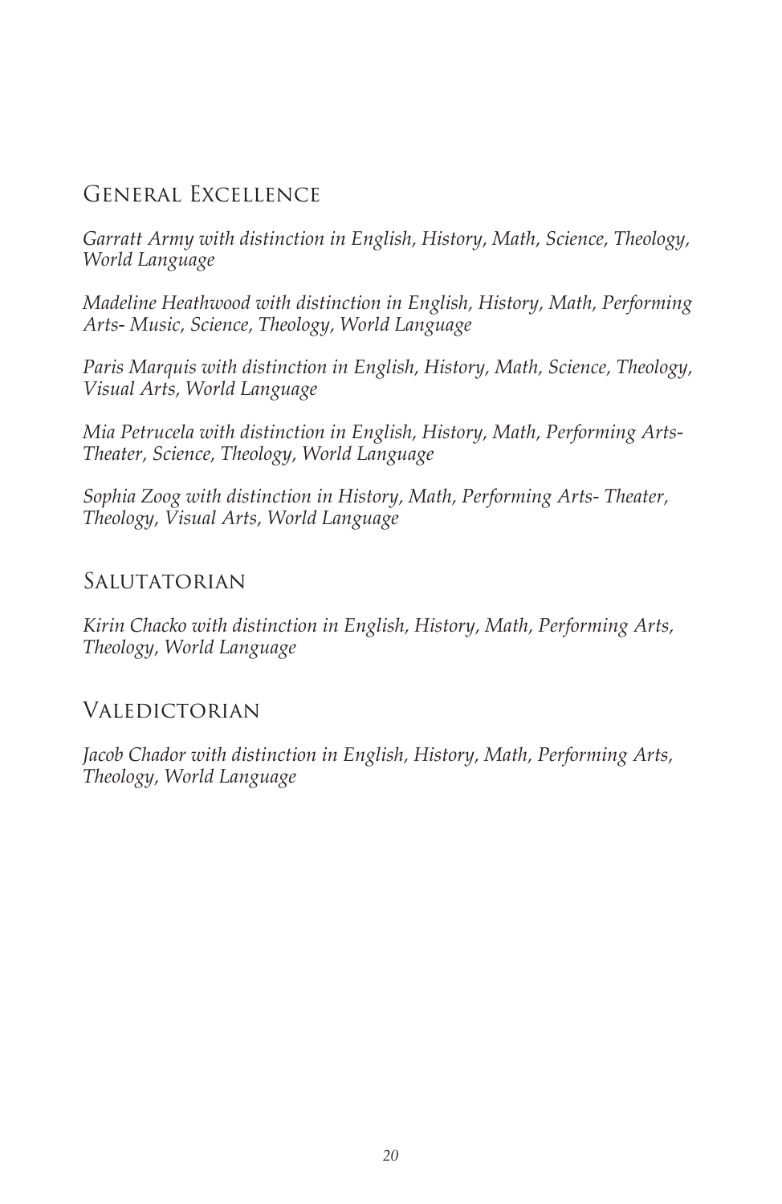## General Excellence

*Garratt Army with distinction in English, History, Math, Science, Theology, World Language*

*Madeline Heathwood with distinction in English, History, Math, Performing Arts- Music, Science, Theology, World Language*

*Paris Marquis with distinction in English, History, Math, Science, Theology, Visual Arts, World Language*

*Mia Petrucela with distinction in English, History, Math, Performing Arts- Theater, Science, Theology, World Language*

*Sophia Zoog with distinction in History, Math, Performing Arts- Theater, Theology, Visual Arts, World Language*

## Salutatorian

*Kirin Chacko with distinction in English, History, Math, Performing Arts, Theology, World Language*

## Valedictorian

*Jacob Chador with distinction in English, History, Math, Performing Arts, Theology, World Language*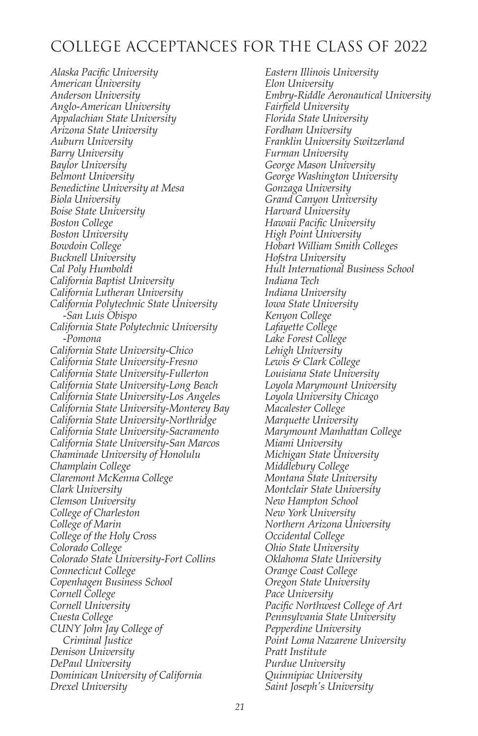# COLLEGE ACCEPTANCES FOR THE CLASS OF 2022

*Alaska Pacific University*
*American University*
*Anderson University*
*Anglo-American University*
*Appalachian State University*
*Arizona State University*
*Auburn University*
*Barry University*
*Baylor University*
*Belmont University*
*Benedictine University at Mesa*
*Biola University*
*Boise State University*
*Boston College*
*Boston University*
*Bowdoin College*
*Bucknell University*
*Cal Poly Humboldt*
*California Baptist University*
*California Lutheran University*
*California Polytechnic State University -San Luis Obispo*
*California State Polytechnic University -Pomona*
*California State University-Chico*
*California State University-Fresno*
*California State University-Fullerton*
*California State University-Long Beach*
*California State University-Los Angeles*
*California State University-Monterey Bay*
*California State University-Northridge*
*California State University-Sacramento*
*California State University-San Marcos*
*Chaminade University of Honolulu*
*Champlain College*
*Claremont McKenna College*
*Clark University*
*Clemson University*
*College of Charleston*
*College of Marin*
*College of the Holy Cross*
*Colorado College*
*Colorado State University-Fort Collins*
*Connecticut College*
*Copenhagen Business School*
*Cornell College*
*Cornell University*
*Cuesta College*
*CUNY John Jay College of Criminal Justice*
*Denison University*
*DePaul University*
*Dominican University of California*
*Drexel University*
*Eastern Illinois University*
*Elon University*
*Embry-Riddle Aeronautical University*
*Fairfield University*
*Florida State University*
*Fordham University*
*Franklin University Switzerland*
*Furman University*
*George Mason University*
*George Washington University*
*Gonzaga University*
*Grand Canyon University*
*Harvard University*
*Hawaii Pacific University*
*High Point University*
*Hobart William Smith Colleges*
*Hofstra University*
*Hult International Business School*
*Indiana Tech*
*Indiana University*
*Iowa State University*
*Kenyon College*
*Lafayette College*
*Lake Forest College*
*Lehigh University*
*Lewis & Clark College*
*Louisiana State University*
*Loyola Marymount University*
*Loyola University Chicago*
*Macalester College*
*Marquette University*
*Marymount Manhattan College*
*Miami University*
*Michigan State University*
*Middlebury College*
*Montana State University*
*Montclair State University*
*New Hampton School*
*New York University*
*Northern Arizona University*
*Occidental College*
*Ohio State University*
*Oklahoma State University*
*Orange Coast College*
*Oregon State University*
*Pace University*
*Pacific Northwest College of Art*
*Pennsylvania State University*
*Pepperdine University*
*Point Loma Nazarene University*
*Pratt Institute*
*Purdue University*
*Quinnipiac University*
*Saint Joseph's University*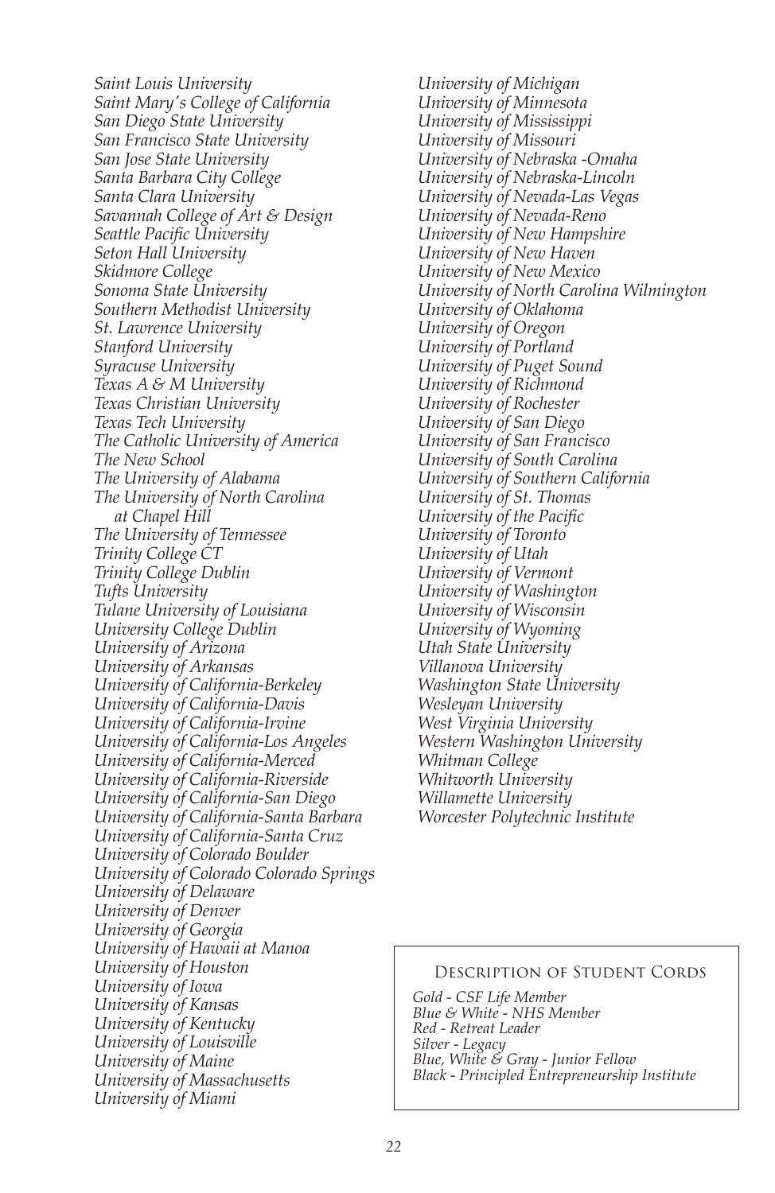*Saint Louis University*
*Saint Mary's College of California*
*San Diego State University*
*San Francisco State University*
*San Jose State University*
*Santa Barbara City College*
*Santa Clara University*
*Savannah College of Art & Design*
*Seattle Pacific University*
*Seton Hall University*
*Skidmore College*
*Sonoma State University*
*Southern Methodist University*
*St. Lawrence University*
*Stanford University*
*Syracuse University*
*Texas A & M University*
*Texas Christian University*
*Texas Tech University*
*The Catholic University of America*
*The New School*
*The University of Alabama*
*The University of North Carolina at Chapel Hill*
*The University of Tennessee*
*Trinity College CT*
*Trinity College Dublin*
*Tufts University*
*Tulane University of Louisiana*
*University College Dublin*
*University of Arizona*
*University of Arkansas*
*University of California-Berkeley*
*University of California-Davis*
*University of California-Irvine*
*University of California-Los Angeles*
*University of California-Merced*
*University of California-Riverside*
*University of California-San Diego*
*University of California-Santa Barbara*
*University of California-Santa Cruz*
*University of Colorado Boulder*
*University of Colorado Colorado Springs*
*University of Delaware*
*University of Denver*
*University of Georgia*
*University of Hawaii at Manoa*
*University of Houston*
*University of Iowa*
*University of Kansas*
*University of Kentucky*
*University of Louisville*
*University of Maine*
*University of Massachusetts*
*University of Miami*
*University of Michigan*
*University of Minnesota*
*University of Mississippi*
*University of Missouri*
*University of Nebraska -Omaha*
*University of Nebraska-Lincoln*
*University of Nevada-Las Vegas*
*University of Nevada-Reno*
*University of New Hampshire*
*University of New Haven*
*University of New Mexico*
*University of North Carolina Wilmington*
*University of Oklahoma*
*University of Oregon*
*University of Portland*
*University of Puget Sound*
*University of Richmond*
*University of Rochester*
*University of San Diego*
*University of San Francisco*
*University of South Carolina*
*University of Southern California*
*University of St. Thomas*
*University of the Pacific*
*University of Toronto*
*University of Utah*
*University of Vermont*
*University of Washington*
*University of Wisconsin*
*University of Wyoming*
*Utah State University*
*Villanova University*
*Washington State University*
*Wesleyan University*
*West Virginia University*
*Western Washington University*
*Whitman College*
*Whitworth University*
*Willamette University*
*Worcester Polytechnic Institute*

## Description of Student Cords

*Gold - CSF Life Member*
*Blue & White - NHS Member*
*Red - Retreat Leader*
*Silver - Legacy*
*Blue, White & Gray - Junior Fellow*
*Black - Principled Entrepreneurship Institute*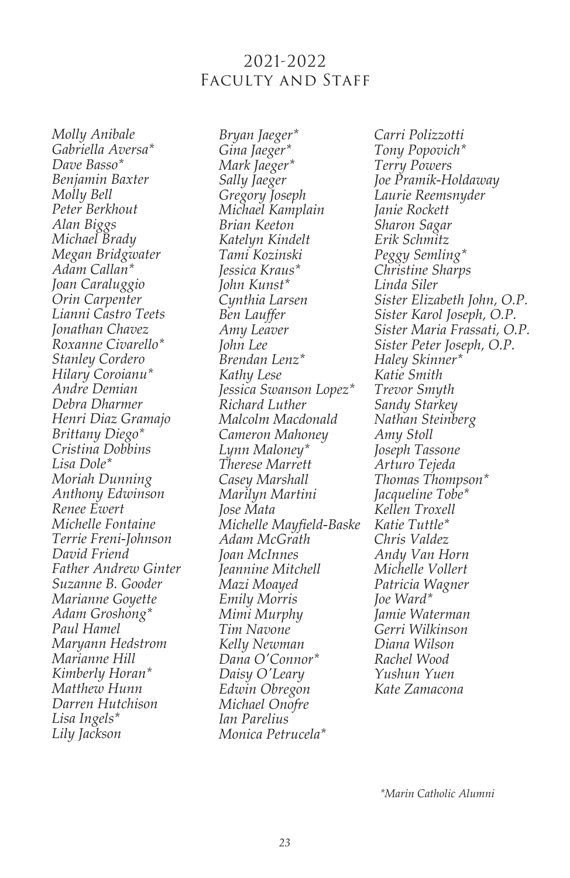# 2021-2022
# Faculty and Staff

*Molly Anibale*
*Gabriella Aversa**
*Dave Basso**
*Benjamin Baxter*
*Molly Bell*
*Peter Berkhout*
*Alan Biggs*
*Michael Brady*
*Megan Bridgwater*
*Adam Callan**
*Joan Caraluggio*
*Orin Carpenter*
*Lianni Castro Teets*
*Jonathan Chavez*
*Roxanne Civarello**
*Stanley Cordero*
*Hilary Coroianu**
*Andre Demian*
*Debra Dharmer*
*Henri Diaz Gramajo*
*Brittany Diego**
*Cristina Dobbins*
*Lisa Dole**
*Moriah Dunning*
*Anthony Edwinson*
*Renee Ewert*
*Michelle Fontaine*
*Terrie Freni-Johnson*
*David Friend*
*Father Andrew Ginter*
*Suzanne B. Gooder*
*Marianne Goyette*
*Adam Groshong**
*Paul Hamel*
*Maryann Hedstrom*
*Marianne Hill*
*Kimberly Horan**
*Matthew Hunn*
*Darren Hutchison*
*Lisa Ingels**
*Lily Jackson*
*Bryan Jaeger**
*Gina Jaeger**
*Mark Jaeger**
*Sally Jaeger*
*Gregory Joseph*
*Michael Kamplain*
*Brian Keeton*
*Katelyn Kindelt*
*Tami Kozinski*
*Jessica Kraus**
*John Kunst**
*Cynthia Larsen*
*Ben Lauffer*
*Amy Leaver*
*John Lee*
*Brendan Lenz**
*Kathy Lese*
*Jessica Swanson Lopez**
*Richard Luther*
*Malcolm Macdonald*
*Cameron Mahoney*
*Lynn Maloney**
*Therese Marrett*
*Casey Marshall*
*Marilyn Martini*
*Jose Mata*
*Michelle Mayfield-Baske*
*Adam McGrath*
*Joan McInnes*
*Jeannine Mitchell*
*Mazi Moayed*
*Emily Morris*
*Mimi Murphy*
*Tim Navone*
*Kelly Newman*
*Dana O'Connor**
*Daisy O'Leary*
*Edwin Obregon*
*Michael Onofre*
*Ian Parelius*
*Monica Petrucela**
*Carri Polizzotti*
*Tony Popovich**
*Terry Powers*
*Joe Pramik-Holdaway*
*Laurie Reemsnyder*
*Janie Rockett*
*Sharon Sagar*
*Erik Schmitz*
*Peggy Semling**
*Christine Sharps*
*Linda Siler*
*Sister Elizabeth John, O.P.*
*Sister Karol Joseph, O.P.*
*Sister Maria Frassati, O.P.*
*Sister Peter Joseph, O.P.*
*Haley Skinner**
*Katie Smith*
*Trevor Smyth*
*Sandy Starkey*
*Nathan Steinberg*
*Amy Stoll*
*Joseph Tassone*
*Arturo Tejeda*
*Thomas Thompson**
*Jacqueline Tobe**
*Kellen Troxell*
*Katie Tuttle**
*Chris Valdez*
*Andy Van Horn*
*Michelle Vollert*
*Patricia Wagner*
*Joe Ward**
*Jamie Waterman*
*Gerri Wilkinson*
*Diana Wilson*
*Rachel Wood*
*Yushun Yuen*
*Kate Zamacona*

*\*Marin Catholic Alumni*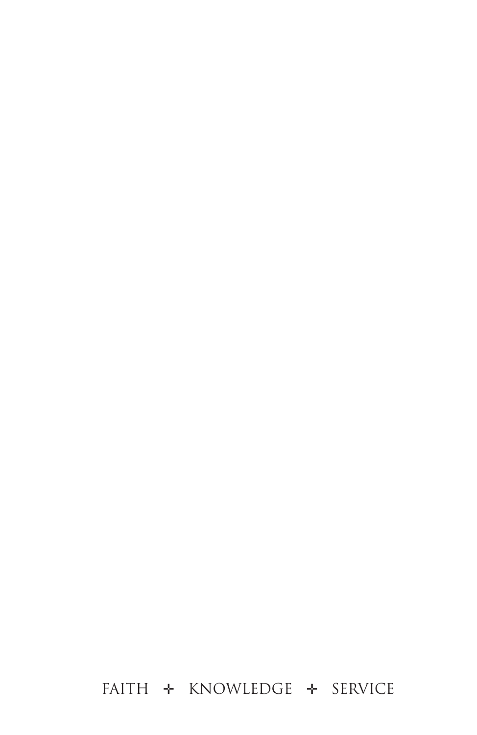FAITH ✛ KNOWLEDGE ✛ SERVICE